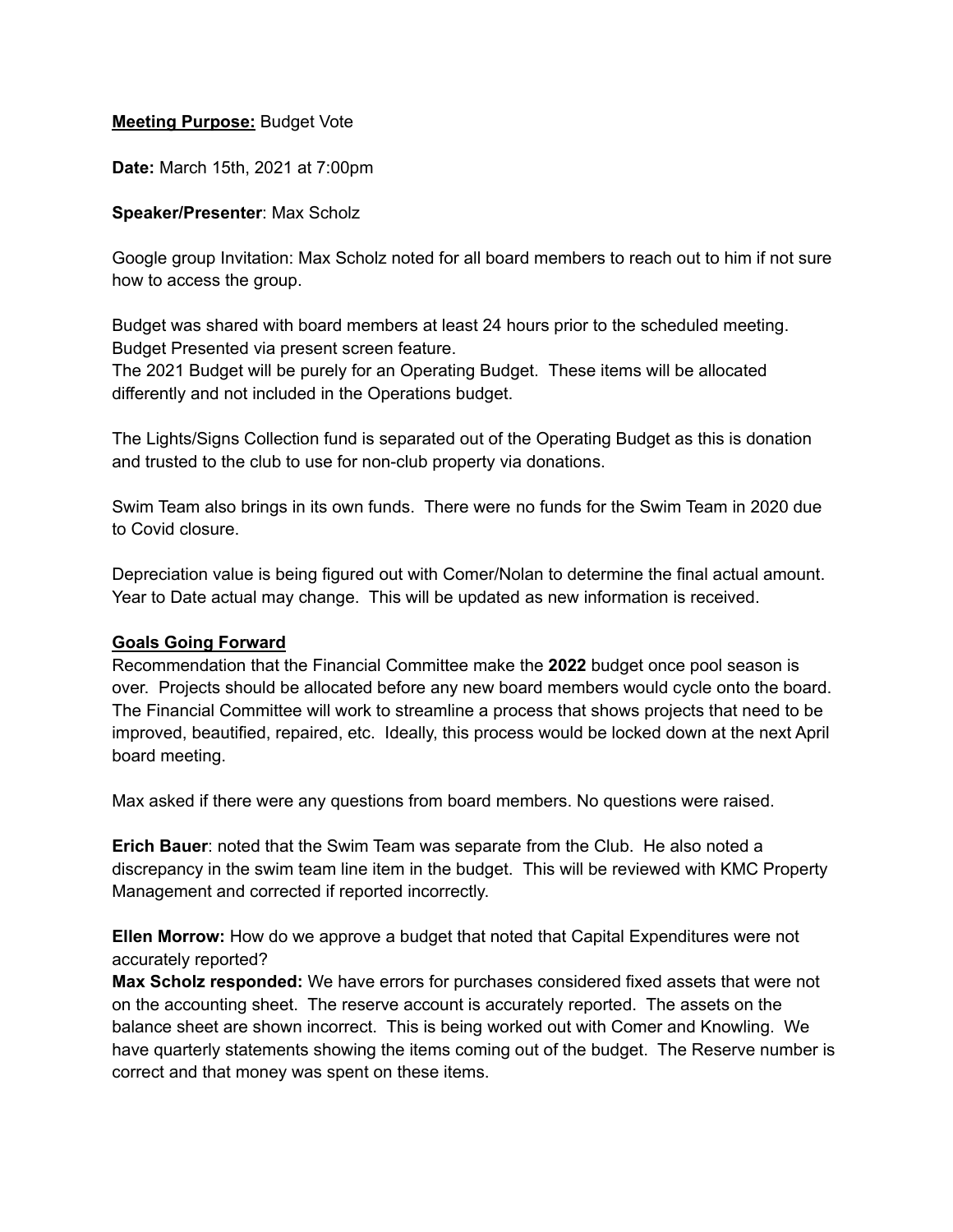**<u>Meeting Purpose:</u>** Budget Vote

**Date:** March 15th, 2021 at 7:00pm

**Speaker/Presenter**: Max Scholz

Google group Invitation: Max Scholz noted for all board members to reach out to him if not sure how to access the group.

Budget was shared with board members at least 24 hours prior to the scheduled meeting. Budget Presented via present screen feature.
The 2021 Budget will be purely for an Operating Budget. These items will be allocated differently and not included in the Operations budget.

The Lights/Signs Collection fund is separated out of the Operating Budget as this is donation and trusted to the club to use for non-club property via donations.

Swim Team also brings in its own funds. There were no funds for the Swim Team in 2020 due to Covid closure.

Depreciation value is being figured out with Comer/Nolan to determine the final actual amount. Year to Date actual may change. This will be updated as new information is received.

**<u>Goals Going Forward</u>**
Recommendation that the Financial Committee make the **2022** budget once pool season is over. Projects should be allocated before any new board members would cycle onto the board. The Financial Committee will work to streamline a process that shows projects that need to be improved, beautified, repaired, etc. Ideally, this process would be locked down at the next April board meeting.

Max asked if there were any questions from board members. No questions were raised.

**Erich Bauer**: noted that the Swim Team was separate from the Club. He also noted a discrepancy in the swim team line item in the budget. This will be reviewed with KMC Property Management and corrected if reported incorrectly.

**Ellen Morrow:** How do we approve a budget that noted that Capital Expenditures were not accurately reported?
**Max Scholz responded:** We have errors for purchases considered fixed assets that were not on the accounting sheet. The reserve account is accurately reported. The assets on the balance sheet are shown incorrect. This is being worked out with Comer and Knowling. We have quarterly statements showing the items coming out of the budget. The Reserve number is correct and that money was spent on these items.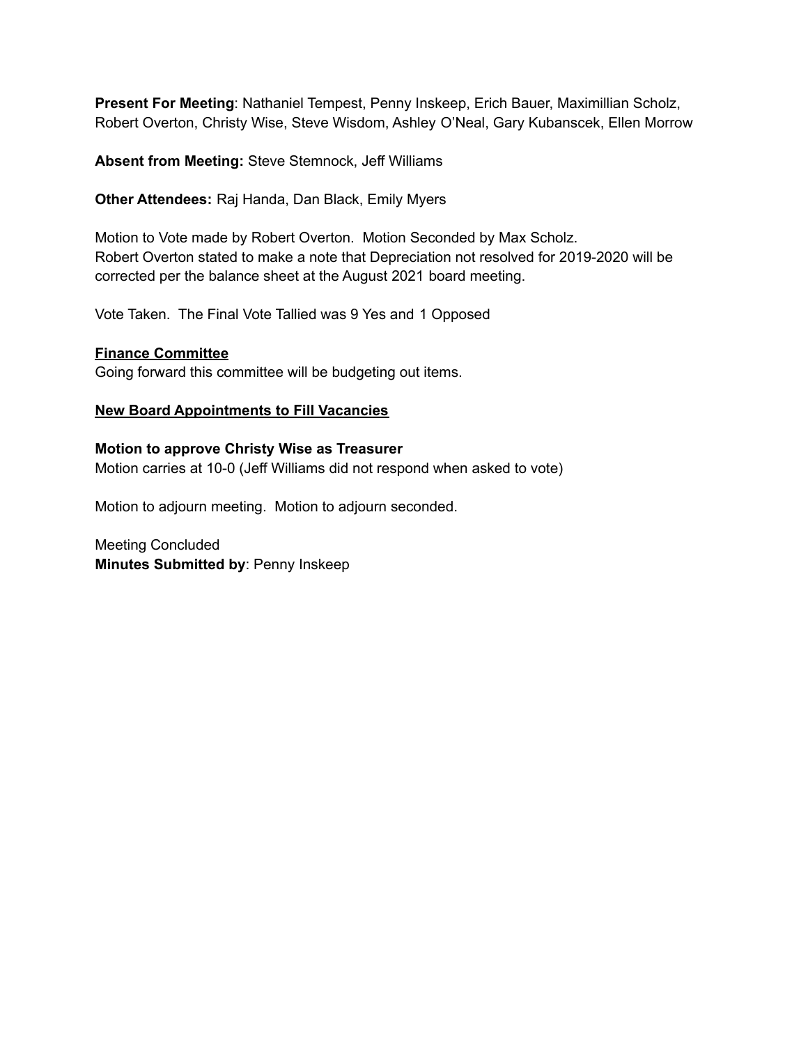**Present For Meeting**: Nathaniel Tempest, Penny Inskeep, Erich Bauer, Maximillian Scholz, Robert Overton, Christy Wise, Steve Wisdom, Ashley O'Neal, Gary Kubanscek, Ellen Morrow

**Absent from Meeting:** Steve Stemnock, Jeff Williams

**Other Attendees:** Raj Handa, Dan Black, Emily Myers

Motion to Vote made by Robert Overton. Motion Seconded by Max Scholz.
Robert Overton stated to make a note that Depreciation not resolved for 2019-2020 will be corrected per the balance sheet at the August 2021 board meeting.

Vote Taken. The Final Vote Tallied was 9 Yes and 1 Opposed

**Finance Committee**

Going forward this committee will be budgeting out items.

**New Board Appointments to Fill Vacancies**

**Motion to approve Christy Wise as Treasurer**

Motion carries at 10-0 (Jeff Williams did not respond when asked to vote)

Motion to adjourn meeting. Motion to adjourn seconded.

Meeting Concluded

**Minutes Submitted by**: Penny Inskeep